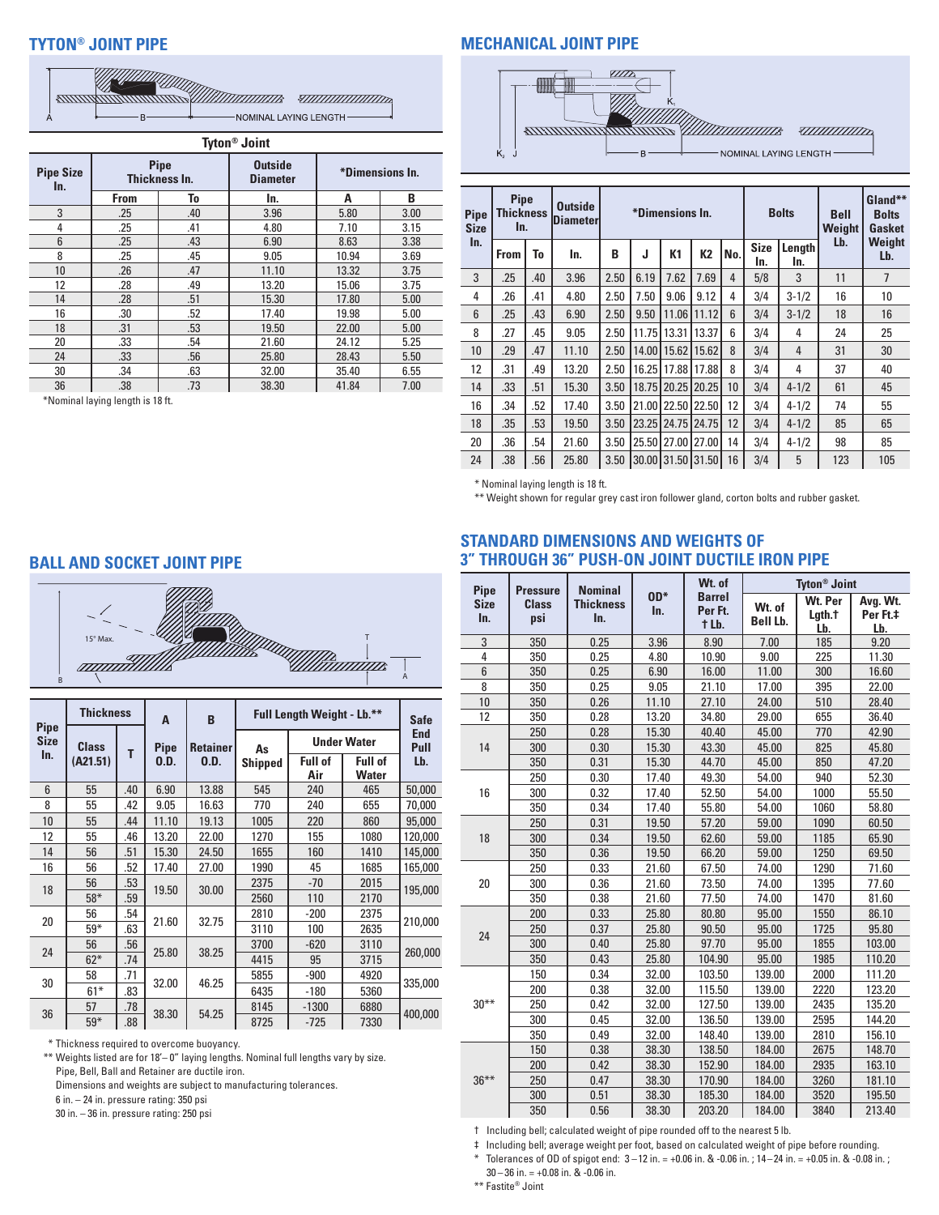## TYTON® JOINT PIPE

A — B — NOMINAL LAYING LENGTH

| Tyton® Joint | | | | | |
|---|---|---|---|---|---|
| Pipe Size In. | Pipe Thickness In. | | Outside Diameter | *Dimensions In. | |
| | From | To | In. | A | B |
| 3 | .25 | .40 | 3.96 | 5.80 | 3.00 |
| 4 | .25 | .41 | 4.80 | 7.10 | 3.15 |
| 6 | .25 | .43 | 6.90 | 8.63 | 3.38 |
| 8 | .25 | .45 | 9.05 | 10.94 | 3.69 |
| 10 | .26 | .47 | 11.10 | 13.32 | 3.75 |
| 12 | .28 | .49 | 13.20 | 15.06 | 3.75 |
| 14 | .28 | .51 | 15.30 | 17.80 | 5.00 |
| 16 | .30 | .52 | 17.40 | 19.98 | 5.00 |
| 18 | .31 | .53 | 19.50 | 22.00 | 5.00 |
| 20 | .33 | .54 | 21.60 | 24.12 | 5.25 |
| 24 | .33 | .56 | 25.80 | 28.43 | 5.50 |
| 30 | .34 | .63 | 32.00 | 35.40 | 6.55 |
| 36 | .38 | .73 | 38.30 | 41.84 | 7.00 |

*Nominal laying length is 18 ft.

## MECHANICAL JOINT PIPE

K1 — K2 J — B — NOMINAL LAYING LENGTH

| Pipe Size In. | Pipe Thickness In. | | Outside Diameter | *Dimensions In. | | | | | Bolts | | Bell Weight Lb. | Gland** Bolts Gasket Weight Lb. |
|---|---|---|---|---|---|---|---|---|---|---|---|---|
| | From | To | In. | B | J | K1 | K2 | No. | Size In. | Length In. | | |
| 3 | .25 | .40 | 3.96 | 2.50 | 6.19 | 7.62 | 7.69 | 4 | 5/8 | 3 | 11 | 7 |
| 4 | .26 | .41 | 4.80 | 2.50 | 7.50 | 9.06 | 9.12 | 4 | 3/4 | 3-1/2 | 16 | 10 |
| 6 | .25 | .43 | 6.90 | 2.50 | 9.50 | 11.06 | 11.12 | 6 | 3/4 | 3-1/2 | 18 | 16 |
| 8 | .27 | .45 | 9.05 | 2.50 | 11.75 | 13.31 | 13.37 | 6 | 3/4 | 4 | 24 | 25 |
| 10 | .29 | .47 | 11.10 | 2.50 | 14.00 | 15.62 | 15.62 | 8 | 3/4 | 4 | 31 | 30 |
| 12 | .31 | .49 | 13.20 | 2.50 | 16.25 | 17.88 | 17.88 | 8 | 3/4 | 4 | 37 | 40 |
| 14 | .33 | .51 | 15.30 | 3.50 | 18.75 | 20.25 | 20.25 | 10 | 3/4 | 4-1/2 | 61 | 45 |
| 16 | .34 | .52 | 17.40 | 3.50 | 21.00 | 22.50 | 22.50 | 12 | 3/4 | 4-1/2 | 74 | 55 |
| 18 | .35 | .53 | 19.50 | 3.50 | 23.25 | 24.75 | 24.75 | 12 | 3/4 | 4-1/2 | 85 | 65 |
| 20 | .36 | .54 | 21.60 | 3.50 | 25.50 | 27.00 | 27.00 | 14 | 3/4 | 4-1/2 | 98 | 85 |
| 24 | .38 | .56 | 25.80 | 3.50 | 30.00 | 31.50 | 31.50 | 16 | 3/4 | 5 | 123 | 105 |

\* Nominal laying length is 18 ft.

** Weight shown for regular grey cast iron follower gland, corton bolts and rubber gasket.

## BALL AND SOCKET JOINT PIPE

15° Max. — T — A — B

| Pipe Size In. | Thickness | | A | B | Full Length Weight - Lb.** | | | Safe End Pull Lb. |
|---|---|---|---|---|---|---|---|---|
| | Class (A21.51) | T | Pipe O.D. | Retainer O.D. | As Shipped | Under Water | | |
| | | | | | | Full of Air | Full of Water | |
| 6 | 55 | .40 | 6.90 | 13.88 | 545 | 240 | 465 | 50,000 |
| 8 | 55 | .42 | 9.05 | 16.63 | 770 | 240 | 655 | 70,000 |
| 10 | 55 | .44 | 11.10 | 19.13 | 1005 | 220 | 860 | 95,000 |
| 12 | 55 | .46 | 13.20 | 22.00 | 1270 | 155 | 1080 | 120,000 |
| 14 | 56 | .51 | 15.30 | 24.50 | 1655 | 160 | 1410 | 145,000 |
| 16 | 56 | .52 | 17.40 | 27.00 | 1990 | 45 | 1685 | 165,000 |
| 18 | 56 | .53 | 19.50 | 30.00 | 2375 | -70 | 2015 | 195,000 |
| | 58* | .59 | | | 2560 | 110 | 2170 | |
| 20 | 56 | .54 | 21.60 | 32.75 | 2810 | -200 | 2375 | 210,000 |
| | 59* | .63 | | | 3110 | 100 | 2635 | |
| 24 | 56 | .56 | 25.80 | 38.25 | 3700 | -620 | 3110 | 260,000 |
| | 62* | .74 | | | 4415 | 95 | 3715 | |
| 30 | 58 | .71 | 32.00 | 46.25 | 5855 | -900 | 4920 | 335,000 |
| | 61* | .83 | | | 6435 | -180 | 5360 | |
| 36 | 57 | .78 | 38.30 | 54.25 | 8145 | -1300 | 6880 | 400,000 |
| | 59* | .88 | | | 8725 | -725 | 7330 | |

\* Thickness required to overcome buoyancy.

** Weights listed are for 18'– 0" laying lengths. Nominal full lengths vary by size.
Pipe, Bell, Ball and Retainer are ductile iron.
Dimensions and weights are subject to manufacturing tolerances.
6 in. – 24 in. pressure rating: 350 psi
30 in. – 36 in. pressure rating: 250 psi

## STANDARD DIMENSIONS AND WEIGHTS OF 3" THROUGH 36" PUSH-ON JOINT DUCTILE IRON PIPE

| Pipe Size In. | Pressure Class psi | Nominal Thickness In. | OD* In. | Wt. of Barrel Per Ft. † Lb. | Tyton® Joint | | |
|---|---|---|---|---|---|---|---|
| | | | | | Wt. of Bell Lb. | Wt. Per Lgth.† Lb. | Avg. Wt. Per Ft.‡ Lb. |
| 3 | 350 | 0.25 | 3.96 | 8.90 | 7.00 | 185 | 9.20 |
| 4 | 350 | 0.25 | 4.80 | 10.90 | 9.00 | 225 | 11.30 |
| 6 | 350 | 0.25 | 6.90 | 16.00 | 11.00 | 300 | 16.60 |
| 8 | 350 | 0.25 | 9.05 | 21.10 | 17.00 | 395 | 22.00 |
| 10 | 350 | 0.26 | 11.10 | 27.10 | 24.00 | 510 | 28.40 |
| 12 | 350 | 0.28 | 13.20 | 34.80 | 29.00 | 655 | 36.40 |
| 14 | 250 | 0.28 | 15.30 | 40.40 | 45.00 | 770 | 42.90 |
| | 300 | 0.30 | 15.30 | 43.30 | 45.00 | 825 | 45.80 |
| | 350 | 0.31 | 15.30 | 44.70 | 45.00 | 850 | 47.20 |
| 16 | 250 | 0.30 | 17.40 | 49.30 | 54.00 | 940 | 52.30 |
| | 300 | 0.32 | 17.40 | 52.50 | 54.00 | 1000 | 55.50 |
| | 350 | 0.34 | 17.40 | 55.80 | 54.00 | 1060 | 58.80 |
| 18 | 250 | 0.31 | 19.50 | 57.20 | 59.00 | 1090 | 60.50 |
| | 300 | 0.34 | 19.50 | 62.60 | 59.00 | 1185 | 65.90 |
| | 350 | 0.36 | 19.50 | 66.20 | 59.00 | 1250 | 69.50 |
| 20 | 250 | 0.33 | 21.60 | 67.50 | 74.00 | 1290 | 71.60 |
| | 300 | 0.36 | 21.60 | 73.50 | 74.00 | 1395 | 77.60 |
| | 350 | 0.38 | 21.60 | 77.50 | 74.00 | 1470 | 81.60 |
| 24 | 200 | 0.33 | 25.80 | 80.80 | 95.00 | 1550 | 86.10 |
| | 250 | 0.37 | 25.80 | 90.50 | 95.00 | 1725 | 95.80 |
| | 300 | 0.40 | 25.80 | 97.70 | 95.00 | 1855 | 103.00 |
| | 350 | 0.43 | 25.80 | 104.90 | 95.00 | 1985 | 110.20 |
| 30** | 150 | 0.34 | 32.00 | 103.50 | 139.00 | 2000 | 111.20 |
| | 200 | 0.38 | 32.00 | 115.50 | 139.00 | 2220 | 123.20 |
| | 250 | 0.42 | 32.00 | 127.50 | 139.00 | 2435 | 135.20 |
| | 300 | 0.45 | 32.00 | 136.50 | 139.00 | 2595 | 144.20 |
| | 350 | 0.49 | 32.00 | 148.40 | 139.00 | 2810 | 156.10 |
| 36** | 150 | 0.38 | 38.30 | 138.50 | 184.00 | 2675 | 148.70 |
| | 200 | 0.42 | 38.30 | 152.90 | 184.00 | 2935 | 163.10 |
| | 250 | 0.47 | 38.30 | 170.90 | 184.00 | 3260 | 181.10 |
| | 300 | 0.51 | 38.30 | 185.30 | 184.00 | 3520 | 195.50 |
| | 350 | 0.56 | 38.30 | 203.20 | 184.00 | 3840 | 213.40 |

† Including bell; calculated weight of pipe rounded off to the nearest 5 lb.

‡ Including bell; average weight per foot, based on calculated weight of pipe before rounding.

\* Tolerances of OD of spigot end: 3 – 12 in. = +0.06 in. & -0.06 in. ; 14 – 24 in. = +0.05 in. & -0.08 in. ; 30 – 36 in. = +0.08 in. & -0.06 in.

** Fastite® Joint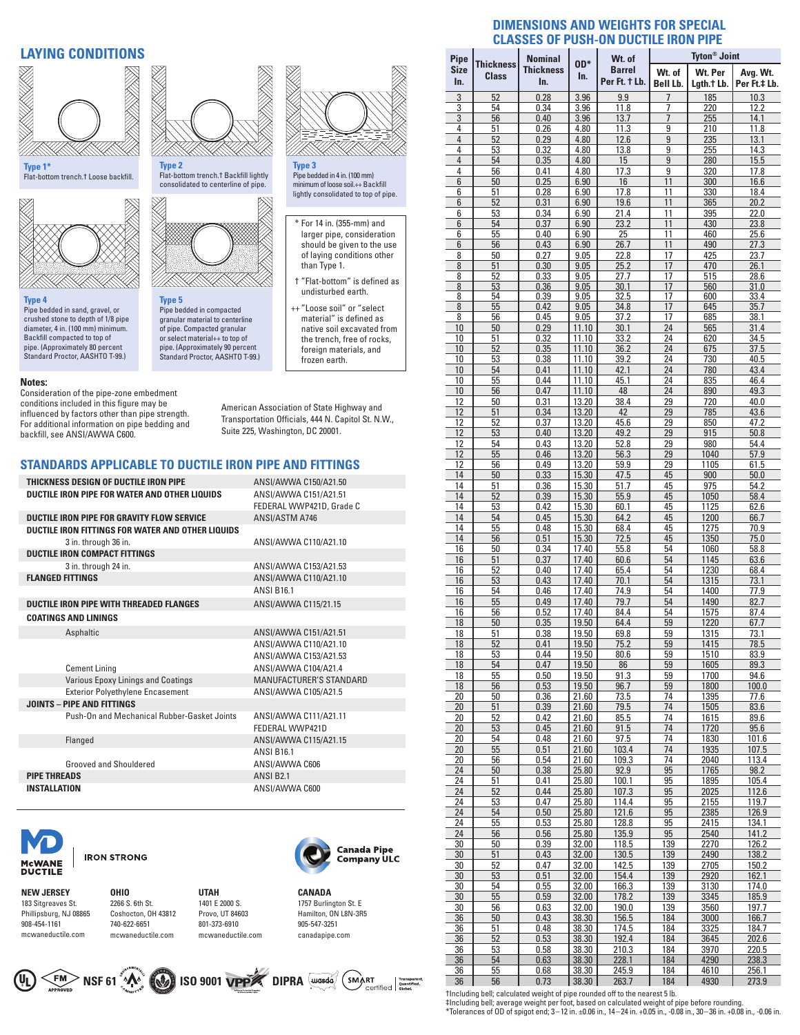## LAYING CONDITIONS

**Type 1***
Flat-bottom trench.† Loose backfill.

**Type 2**
Flat-bottom trench.† Backfill lightly consolidated to centerline of pipe.

**Type 3**
Pipe bedded in 4 in. (100 mm) minimum of loose soil.++ Backfill lightly consolidated to top of pipe.

**Type 4**
Pipe bedded in sand, gravel, or crushed stone to depth of 1/8 pipe diameter, 4 in. (100 mm) minimum. Backfill compacted to top of pipe. (Approximately 80 percent Standard Proctor, AASHTO T-99.)

**Type 5**
Pipe bedded in compacted granular material to centerline of pipe. Compacted granular or select material++ to top of pipe. (Approximately 90 percent Standard Proctor, AASHTO T-99.)

* For 14 in. (355-mm) and larger pipe, consideration should be given to the use of laying conditions other than Type 1.

† "Flat-bottom" is defined as undisturbed earth.

++ "Loose soil" or "select material" is defined as native soil excavated from the trench, free of rocks, foreign materials, and frozen earth.

**Notes:**
Consideration of the pipe-zone embedment conditions included in this figure may be influenced by factors other than pipe strength. For additional information on pipe bedding and backfill, see ANSI/AWWA C600.

American Association of State Highway and Transportation Officials, 444 N. Capitol St. N.W., Suite 225, Washington, DC 20001.

## STANDARDS APPLICABLE TO DUCTILE IRON PIPE AND FITTINGS

| | |
|---|---|
| **THICKNESS DESIGN OF DUCTILE IRON PIPE** | ANSI/AWWA C150/A21.50 |
| **DUCTILE IRON PIPE FOR WATER AND OTHER LIQUIDS** | ANSI/AWWA C151/A21.51 |
| | FEDERAL WWP421D, Grade C |
| **DUCTILE IRON PIPE FOR GRAVITY FLOW SERVICE** | ANSI/ASTM A746 |
| **DUCTILE IRON FITTINGS FOR WATER AND OTHER LIQUIDS** | |
| 3 in. through 36 in. | ANSI/AWWA C110/A21.10 |
| **DUCTILE IRON COMPACT FITTINGS** | |
| 3 in. through 24 in. | ANSI/AWWA C153/A21.53 |
| **FLANGED FITTINGS** | ANSI/AWWA C110/A21.10 |
| | ANSI B16.1 |
| **DUCTILE IRON PIPE WITH THREADED FLANGES** | ANSI/AWWA C115/21.15 |
| **COATINGS AND LININGS** | |
| Asphaltic | ANSI/AWWA C151/A21.51 |
| | ANSI/AWWA C110/A21.10 |
| | ANSI/AWWA C153/A21.53 |
| Cement Lining | ANSI/AWWA C104/A21.4 |
| Various Epoxy Linings and Coatings | MANUFACTURER'S STANDARD |
| Exterior Polyethylene Encasement | ANSI/AWWA C105/A21.5 |
| **JOINTS – PIPE AND FITTINGS** | |
| Push-On and Mechanical Rubber-Gasket Joints | ANSI/AWWA C111/A21.11 |
| | FEDERAL WWP421D |
| Flanged | ANSI/AWWA C115/A21.15 |
| | ANSI B16.1 |
| Grooved and Shouldered | ANSI/AWWA C606 |
| **PIPE THREADS** | ANSI B2.1 |
| **INSTALLATION** | ANSI/AWWA C600 |

McWANE DUCTILE — IRON STRONG

Canada Pipe Company ULC

**NEW JERSEY**
183 Sitgreaves St.
Phillipsburg, NJ 08865
908-454-1161
mcwaneductile.com

**OHIO**
2266 S. 6th St.
Coshocton, OH 43812
740-622-6651
mcwaneductile.com

**UTAH**
1401 E 2000 S.
Provo, UT 84603
801-373-6910
mcwaneductile.com

**CANADA**
1757 Burlington St. E
Hamilton, ON L8N-3R5
905-547-3251
canadapipe.com

UL · FM APPROVED · NSF 61 · ISO 9001 · VPP · DIPRA · wasda · SMART certified

## DIMENSIONS AND WEIGHTS FOR SPECIAL CLASSES OF PUSH-ON DUCTILE IRON PIPE

| Pipe Size In. | Thickness Class | Nominal Thickness In. | OD* In. | Wt. of Barrel Per Ft. † Lb. | Tyton® Joint | | |
|---|---|---|---|---|---|---|---|
| | | | | | Wt. of Bell Lb. | Wt. Per Lgth.† Lb. | Avg. Wt. Per Ft.‡ Lb. |
| 3 | 52 | 0.28 | 3.96 | 9.9 | 7 | 185 | 10.3 |
| 3 | 54 | 0.34 | 3.96 | 11.8 | 7 | 220 | 12.2 |
| 3 | 56 | 0.40 | 3.96 | 13.7 | 7 | 255 | 14.1 |
| 4 | 51 | 0.26 | 4.80 | 11.3 | 9 | 210 | 11.8 |
| 4 | 52 | 0.29 | 4.80 | 12.6 | 9 | 235 | 13.1 |
| 4 | 53 | 0.32 | 4.80 | 13.8 | 9 | 255 | 14.3 |
| 4 | 54 | 0.35 | 4.80 | 15 | 9 | 280 | 15.5 |
| 4 | 56 | 0.41 | 4.80 | 17.3 | 9 | 320 | 17.8 |
| 6 | 50 | 0.25 | 6.90 | 16 | 11 | 300 | 16.6 |
| 6 | 51 | 0.28 | 6.90 | 17.8 | 11 | 330 | 18.4 |
| 6 | 52 | 0.31 | 6.90 | 19.6 | 11 | 365 | 20.2 |
| 6 | 53 | 0.34 | 6.90 | 21.4 | 11 | 395 | 22.0 |
| 6 | 54 | 0.37 | 6.90 | 23.2 | 11 | 430 | 23.8 |
| 6 | 55 | 0.40 | 6.90 | 25 | 11 | 460 | 25.6 |
| 6 | 56 | 0.43 | 6.90 | 26.7 | 11 | 490 | 27.3 |
| 8 | 50 | 0.27 | 9.05 | 22.8 | 17 | 425 | 23.7 |
| 8 | 51 | 0.30 | 9.05 | 25.2 | 17 | 470 | 26.1 |
| 8 | 52 | 0.33 | 9.05 | 27.7 | 17 | 515 | 28.6 |
| 8 | 53 | 0.36 | 9.05 | 30.1 | 17 | 560 | 31.0 |
| 8 | 54 | 0.39 | 9.05 | 32.5 | 17 | 600 | 33.4 |
| 8 | 55 | 0.42 | 9.05 | 34.8 | 17 | 645 | 35.7 |
| 8 | 56 | 0.45 | 9.05 | 37.2 | 17 | 685 | 38.1 |
| 10 | 50 | 0.29 | 11.10 | 30.1 | 24 | 565 | 31.4 |
| 10 | 51 | 0.32 | 11.10 | 33.2 | 24 | 620 | 34.5 |
| 10 | 52 | 0.35 | 11.10 | 36.2 | 24 | 675 | 37.5 |
| 10 | 53 | 0.38 | 11.10 | 39.2 | 24 | 730 | 40.5 |
| 10 | 54 | 0.41 | 11.10 | 42.1 | 24 | 780 | 43.4 |
| 10 | 55 | 0.44 | 11.10 | 45.1 | 24 | 835 | 46.4 |
| 10 | 56 | 0.47 | 11.10 | 48 | 24 | 890 | 49.3 |
| 12 | 50 | 0.31 | 13.20 | 38.4 | 29 | 720 | 40.0 |
| 12 | 51 | 0.34 | 13.20 | 42 | 29 | 785 | 43.6 |
| 12 | 52 | 0.37 | 13.20 | 45.6 | 29 | 850 | 47.2 |
| 12 | 53 | 0.40 | 13.20 | 49.2 | 29 | 915 | 50.8 |
| 12 | 54 | 0.43 | 13.20 | 52.8 | 29 | 980 | 54.4 |
| 12 | 55 | 0.46 | 13.20 | 56.3 | 29 | 1040 | 57.9 |
| 12 | 56 | 0.49 | 13.20 | 59.9 | 29 | 1105 | 61.5 |
| 14 | 50 | 0.33 | 15.30 | 47.5 | 45 | 900 | 50.0 |
| 14 | 51 | 0.36 | 15.30 | 51.7 | 45 | 975 | 54.2 |
| 14 | 52 | 0.39 | 15.30 | 55.9 | 45 | 1050 | 58.4 |
| 14 | 53 | 0.42 | 15.30 | 60.1 | 45 | 1125 | 62.6 |
| 14 | 54 | 0.45 | 15.30 | 64.2 | 45 | 1200 | 66.7 |
| 14 | 55 | 0.48 | 15.30 | 68.4 | 45 | 1275 | 70.9 |
| 14 | 56 | 0.51 | 15.30 | 72.5 | 45 | 1350 | 75.0 |
| 16 | 50 | 0.34 | 17.40 | 55.8 | 54 | 1060 | 58.8 |
| 16 | 51 | 0.37 | 17.40 | 60.6 | 54 | 1145 | 63.6 |
| 16 | 52 | 0.40 | 17.40 | 65.4 | 54 | 1230 | 68.4 |
| 16 | 53 | 0.43 | 17.40 | 70.1 | 54 | 1315 | 73.1 |
| 16 | 54 | 0.46 | 17.40 | 74.9 | 54 | 1400 | 77.9 |
| 16 | 55 | 0.49 | 17.40 | 79.7 | 54 | 1490 | 82.7 |
| 16 | 56 | 0.52 | 17.40 | 84.4 | 54 | 1575 | 87.4 |
| 18 | 50 | 0.35 | 19.50 | 64.4 | 59 | 1220 | 67.7 |
| 18 | 51 | 0.38 | 19.50 | 69.8 | 59 | 1315 | 73.1 |
| 18 | 52 | 0.41 | 19.50 | 75.2 | 59 | 1415 | 78.5 |
| 18 | 53 | 0.44 | 19.50 | 80.6 | 59 | 1510 | 83.9 |
| 18 | 54 | 0.47 | 19.50 | 86 | 59 | 1605 | 89.3 |
| 18 | 55 | 0.50 | 19.50 | 91.3 | 59 | 1700 | 94.6 |
| 18 | 56 | 0.53 | 19.50 | 96.7 | 59 | 1800 | 100.0 |
| 20 | 50 | 0.36 | 21.60 | 73.5 | 74 | 1395 | 77.6 |
| 20 | 51 | 0.39 | 21.60 | 79.5 | 74 | 1505 | 83.6 |
| 20 | 52 | 0.42 | 21.60 | 85.5 | 74 | 1615 | 89.6 |
| 20 | 53 | 0.45 | 21.60 | 91.5 | 74 | 1720 | 95.6 |
| 20 | 54 | 0.48 | 21.60 | 97.5 | 74 | 1830 | 101.6 |
| 20 | 55 | 0.51 | 21.60 | 103.4 | 74 | 1935 | 107.5 |
| 20 | 56 | 0.54 | 21.60 | 109.3 | 74 | 2040 | 113.4 |
| 24 | 50 | 0.38 | 25.80 | 92.9 | 95 | 1765 | 98.2 |
| 24 | 51 | 0.41 | 25.80 | 100.1 | 95 | 1895 | 105.4 |
| 24 | 52 | 0.44 | 25.80 | 107.3 | 95 | 2025 | 112.6 |
| 24 | 53 | 0.47 | 25.80 | 114.4 | 95 | 2155 | 119.7 |
| 24 | 54 | 0.50 | 25.80 | 121.6 | 95 | 2385 | 126.9 |
| 24 | 55 | 0.53 | 25.80 | 128.8 | 95 | 2415 | 134.1 |
| 24 | 56 | 0.56 | 25.80 | 135.9 | 95 | 2540 | 141.2 |
| 30 | 50 | 0.39 | 32.00 | 118.5 | 139 | 2270 | 126.2 |
| 30 | 51 | 0.43 | 32.00 | 130.5 | 139 | 2490 | 138.2 |
| 30 | 52 | 0.47 | 32.00 | 142.5 | 139 | 2705 | 150.2 |
| 30 | 53 | 0.51 | 32.00 | 154.4 | 139 | 2920 | 162.1 |
| 30 | 54 | 0.55 | 32.00 | 166.3 | 139 | 3130 | 174.0 |
| 30 | 55 | 0.59 | 32.00 | 178.2 | 139 | 3345 | 185.9 |
| 30 | 56 | 0.63 | 32.00 | 190.0 | 139 | 3560 | 197.7 |
| 36 | 50 | 0.43 | 38.30 | 156.5 | 184 | 3000 | 166.7 |
| 36 | 51 | 0.48 | 38.30 | 174.5 | 184 | 3325 | 184.7 |
| 36 | 52 | 0.53 | 38.30 | 192.4 | 184 | 3645 | 202.6 |
| 36 | 53 | 0.58 | 38.30 | 210.3 | 184 | 3970 | 220.5 |
| 36 | 54 | 0.63 | 38.30 | 228.1 | 184 | 4290 | 238.3 |
| 36 | 55 | 0.68 | 38.30 | 245.9 | 184 | 4610 | 256.1 |
| 36 | 56 | 0.73 | 38.30 | 263.7 | 184 | 4930 | 273.9 |

†Including bell; calculated weight of pipe rounded off to the nearest 5 lb.
‡Including bell; average weight per foot, based on calculated weight of pipe before rounding.
*Tolerances of OD of spigot end; 3 – 12 in. ±0.06 in., 14 – 24 in. +0.05 in., -0.08 in., 30 – 36 in. +0.08 in., -0.06 in.